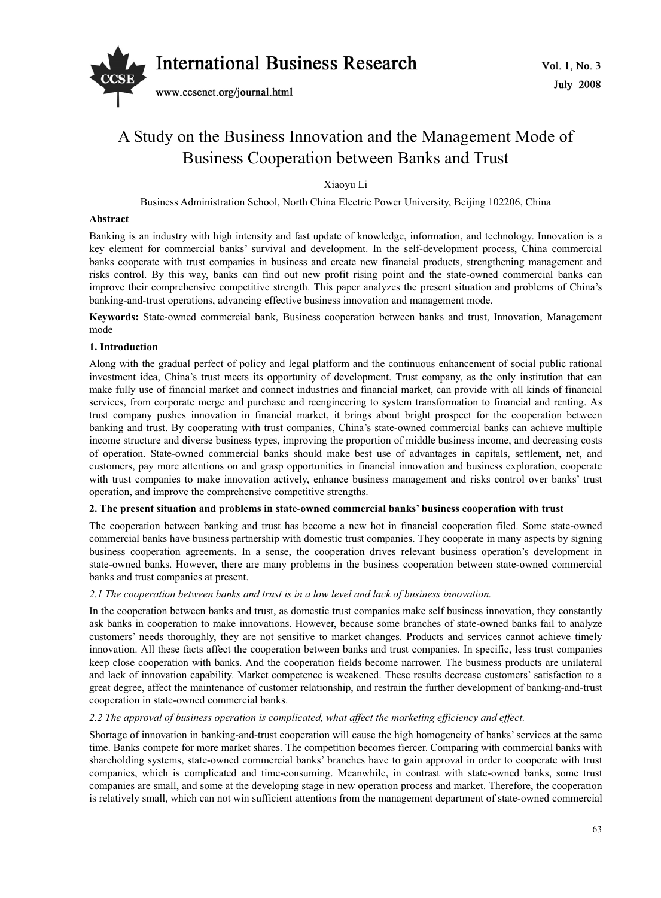# A Study on the Business Innovation and the Management Mode of Business Cooperation between Banks and Trust

Xiaoyu Li

Business Administration School, North China Electric Power University, Beijing 102206, China

**Abstract**

Banking is an industry with high intensity and fast update of knowledge, information, and technology. Innovation is a key element for commercial banks' survival and development. In the self-development process, China commercial banks cooperate with trust companies in business and create new financial products, strengthening management and risks control. By this way, banks can find out new profit rising point and the state-owned commercial banks can improve their comprehensive competitive strength. This paper analyzes the present situation and problems of China's banking-and-trust operations, advancing effective business innovation and management mode.

**Keywords:** State-owned commercial bank, Business cooperation between banks and trust, Innovation, Management mode

## 1. Introduction

Along with the gradual perfect of policy and legal platform and the continuous enhancement of social public rational investment idea, China's trust meets its opportunity of development. Trust company, as the only institution that can make fully use of financial market and connect industries and financial market, can provide with all kinds of financial services, from corporate merge and purchase and reengineering to system transformation to financial and renting. As trust company pushes innovation in financial market, it brings about bright prospect for the cooperation between banking and trust. By cooperating with trust companies, China's state-owned commercial banks can achieve multiple income structure and diverse business types, improving the proportion of middle business income, and decreasing costs of operation. State-owned commercial banks should make best use of advantages in capitals, settlement, net, and customers, pay more attentions on and grasp opportunities in financial innovation and business exploration, cooperate with trust companies to make innovation actively, enhance business management and risks control over banks' trust operation, and improve the comprehensive competitive strengths.

## 2. The present situation and problems in state-owned commercial banks' business cooperation with trust

The cooperation between banking and trust has become a new hot in financial cooperation filed. Some state-owned commercial banks have business partnership with domestic trust companies. They cooperate in many aspects by signing business cooperation agreements. In a sense, the cooperation drives relevant business operation's development in state-owned banks. However, there are many problems in the business cooperation between state-owned commercial banks and trust companies at present.

### *2.1 The cooperation between banks and trust is in a low level and lack of business innovation.*

In the cooperation between banks and trust, as domestic trust companies make self business innovation, they constantly ask banks in cooperation to make innovations. However, because some branches of state-owned banks fail to analyze customers' needs thoroughly, they are not sensitive to market changes. Products and services cannot achieve timely innovation. All these facts affect the cooperation between banks and trust companies. In specific, less trust companies keep close cooperation with banks. And the cooperation fields become narrower. The business products are unilateral and lack of innovation capability. Market competence is weakened. These results decrease customers' satisfaction to a great degree, affect the maintenance of customer relationship, and restrain the further development of banking-and-trust cooperation in state-owned commercial banks.

### *2.2 The approval of business operation is complicated, what affect the marketing efficiency and effect.*

Shortage of innovation in banking-and-trust cooperation will cause the high homogeneity of banks' services at the same time. Banks compete for more market shares. The competition becomes fiercer. Comparing with commercial banks with shareholding systems, state-owned commercial banks' branches have to gain approval in order to cooperate with trust companies, which is complicated and time-consuming. Meanwhile, in contrast with state-owned banks, some trust companies are small, and some at the developing stage in new operation process and market. Therefore, the cooperation is relatively small, which can not win sufficient attentions from the management department of state-owned commercial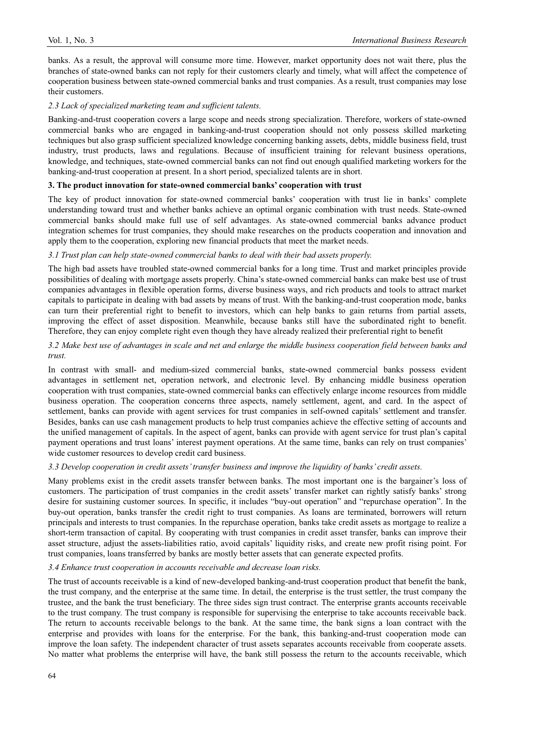banks. As a result, the approval will consume more time. However, market opportunity does not wait there, plus the branches of state-owned banks can not reply for their customers clearly and timely, what will affect the competence of cooperation business between state-owned commercial banks and trust companies. As a result, trust companies may lose their customers.

### *2.3 Lack of specialized marketing team and sufficient talents.*

Banking-and-trust cooperation covers a large scope and needs strong specialization. Therefore, workers of state-owned commercial banks who are engaged in banking-and-trust cooperation should not only possess skilled marketing techniques but also grasp sufficient specialized knowledge concerning banking assets, debts, middle business field, trust industry, trust products, laws and regulations. Because of insufficient training for relevant business operations, knowledge, and techniques, state-owned commercial banks can not find out enough qualified marketing workers for the banking-and-trust cooperation at present. In a short period, specialized talents are in short.

## **3. The product innovation for state-owned commercial banks' cooperation with trust**

The key of product innovation for state-owned commercial banks' cooperation with trust lie in banks' complete understanding toward trust and whether banks achieve an optimal organic combination with trust needs. State-owned commercial banks should make full use of self advantages. As state-owned commercial banks advance product integration schemes for trust companies, they should make researches on the products cooperation and innovation and apply them to the cooperation, exploring new financial products that meet the market needs.

### *3.1 Trust plan can help state-owned commercial banks to deal with their bad assets properly.*

The high bad assets have troubled state-owned commercial banks for a long time. Trust and market principles provide possibilities of dealing with mortgage assets properly. China's state-owned commercial banks can make best use of trust companies advantages in flexible operation forms, diverse business ways, and rich products and tools to attract market capitals to participate in dealing with bad assets by means of trust. With the banking-and-trust cooperation mode, banks can turn their preferential right to benefit to investors, which can help banks to gain returns from partial assets, improving the effect of asset disposition. Meanwhile, because banks still have the subordinated right to benefit. Therefore, they can enjoy complete right even though they have already realized their preferential right to benefit

### *3.2 Make best use of advantages in scale and net and enlarge the middle business cooperation field between banks and trust.*

In contrast with small- and medium-sized commercial banks, state-owned commercial banks possess evident advantages in settlement net, operation network, and electronic level. By enhancing middle business operation cooperation with trust companies, state-owned commercial banks can effectively enlarge income resources from middle business operation. The cooperation concerns three aspects, namely settlement, agent, and card. In the aspect of settlement, banks can provide with agent services for trust companies in self-owned capitals' settlement and transfer. Besides, banks can use cash management products to help trust companies achieve the effective setting of accounts and the unified management of capitals. In the aspect of agent, banks can provide with agent service for trust plan's capital payment operations and trust loans' interest payment operations. At the same time, banks can rely on trust companies' wide customer resources to develop credit card business.

### *3.3 Develop cooperation in credit assets' transfer business and improve the liquidity of banks' credit assets.*

Many problems exist in the credit assets transfer between banks. The most important one is the bargainer's loss of customers. The participation of trust companies in the credit assets' transfer market can rightly satisfy banks' strong desire for sustaining customer sources. In specific, it includes "buy-out operation" and "repurchase operation". In the buy-out operation, banks transfer the credit right to trust companies. As loans are terminated, borrowers will return principals and interests to trust companies. In the repurchase operation, banks take credit assets as mortgage to realize a short-term transaction of capital. By cooperating with trust companies in credit asset transfer, banks can improve their asset structure, adjust the assets-liabilities ratio, avoid capitals' liquidity risks, and create new profit rising point. For trust companies, loans transferred by banks are mostly better assets that can generate expected profits.

### *3.4 Enhance trust cooperation in accounts receivable and decrease loan risks.*

The trust of accounts receivable is a kind of new-developed banking-and-trust cooperation product that benefit the bank, the trust company, and the enterprise at the same time. In detail, the enterprise is the trust settler, the trust company the trustee, and the bank the trust beneficiary. The three sides sign trust contract. The enterprise grants accounts receivable to the trust company. The trust company is responsible for supervising the enterprise to take accounts receivable back. The return to accounts receivable belongs to the bank. At the same time, the bank signs a loan contract with the enterprise and provides with loans for the enterprise. For the bank, this banking-and-trust cooperation mode can improve the loan safety. The independent character of trust assets separates accounts receivable from cooperate assets. No matter what problems the enterprise will have, the bank still possess the return to the accounts receivable, which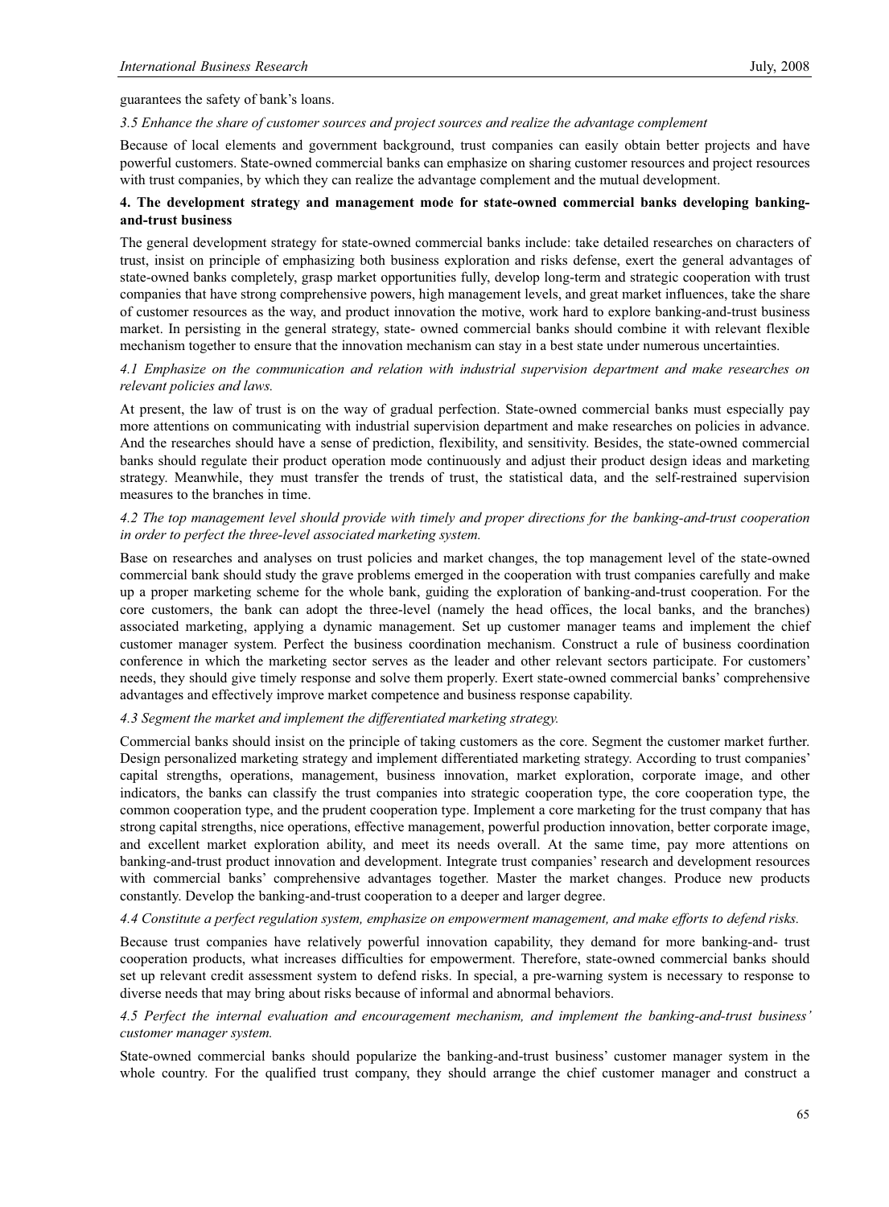guarantees the safety of bank's loans.

*3.5 Enhance the share of customer sources and project sources and realize the advantage complement*

Because of local elements and government background, trust companies can easily obtain better projects and have powerful customers. State-owned commercial banks can emphasize on sharing customer resources and project resources with trust companies, by which they can realize the advantage complement and the mutual development.

**4. The development strategy and management mode for state-owned commercial banks developing banking-and-trust business**

The general development strategy for state-owned commercial banks include: take detailed researches on characters of trust, insist on principle of emphasizing both business exploration and risks defense, exert the general advantages of state-owned banks completely, grasp market opportunities fully, develop long-term and strategic cooperation with trust companies that have strong comprehensive powers, high management levels, and great market influences, take the share of customer resources as the way, and product innovation the motive, work hard to explore banking-and-trust business market. In persisting in the general strategy, state- owned commercial banks should combine it with relevant flexible mechanism together to ensure that the innovation mechanism can stay in a best state under numerous uncertainties.

*4.1 Emphasize on the communication and relation with industrial supervision department and make researches on relevant policies and laws.*

At present, the law of trust is on the way of gradual perfection. State-owned commercial banks must especially pay more attentions on communicating with industrial supervision department and make researches on policies in advance. And the researches should have a sense of prediction, flexibility, and sensitivity. Besides, the state-owned commercial banks should regulate their product operation mode continuously and adjust their product design ideas and marketing strategy. Meanwhile, they must transfer the trends of trust, the statistical data, and the self-restrained supervision measures to the branches in time.

*4.2 The top management level should provide with timely and proper directions for the banking-and-trust cooperation in order to perfect the three-level associated marketing system.*

Base on researches and analyses on trust policies and market changes, the top management level of the state-owned commercial bank should study the grave problems emerged in the cooperation with trust companies carefully and make up a proper marketing scheme for the whole bank, guiding the exploration of banking-and-trust cooperation. For the core customers, the bank can adopt the three-level (namely the head offices, the local banks, and the branches) associated marketing, applying a dynamic management. Set up customer manager teams and implement the chief customer manager system. Perfect the business coordination mechanism. Construct a rule of business coordination conference in which the marketing sector serves as the leader and other relevant sectors participate. For customers' needs, they should give timely response and solve them properly. Exert state-owned commercial banks' comprehensive advantages and effectively improve market competence and business response capability.

*4.3 Segment the market and implement the differentiated marketing strategy.*

Commercial banks should insist on the principle of taking customers as the core. Segment the customer market further. Design personalized marketing strategy and implement differentiated marketing strategy. According to trust companies' capital strengths, operations, management, business innovation, market exploration, corporate image, and other indicators, the banks can classify the trust companies into strategic cooperation type, the core cooperation type, the common cooperation type, and the prudent cooperation type. Implement a core marketing for the trust company that has strong capital strengths, nice operations, effective management, powerful production innovation, better corporate image, and excellent market exploration ability, and meet its needs overall. At the same time, pay more attentions on banking-and-trust product innovation and development. Integrate trust companies' research and development resources with commercial banks' comprehensive advantages together. Master the market changes. Produce new products constantly. Develop the banking-and-trust cooperation to a deeper and larger degree.

*4.4 Constitute a perfect regulation system, emphasize on empowerment management, and make efforts to defend risks.*

Because trust companies have relatively powerful innovation capability, they demand for more banking-and- trust cooperation products, what increases difficulties for empowerment. Therefore, state-owned commercial banks should set up relevant credit assessment system to defend risks. In special, a pre-warning system is necessary to response to diverse needs that may bring about risks because of informal and abnormal behaviors.

*4.5 Perfect the internal evaluation and encouragement mechanism, and implement the banking-and-trust business' customer manager system.*

State-owned commercial banks should popularize the banking-and-trust business' customer manager system in the whole country. For the qualified trust company, they should arrange the chief customer manager and construct a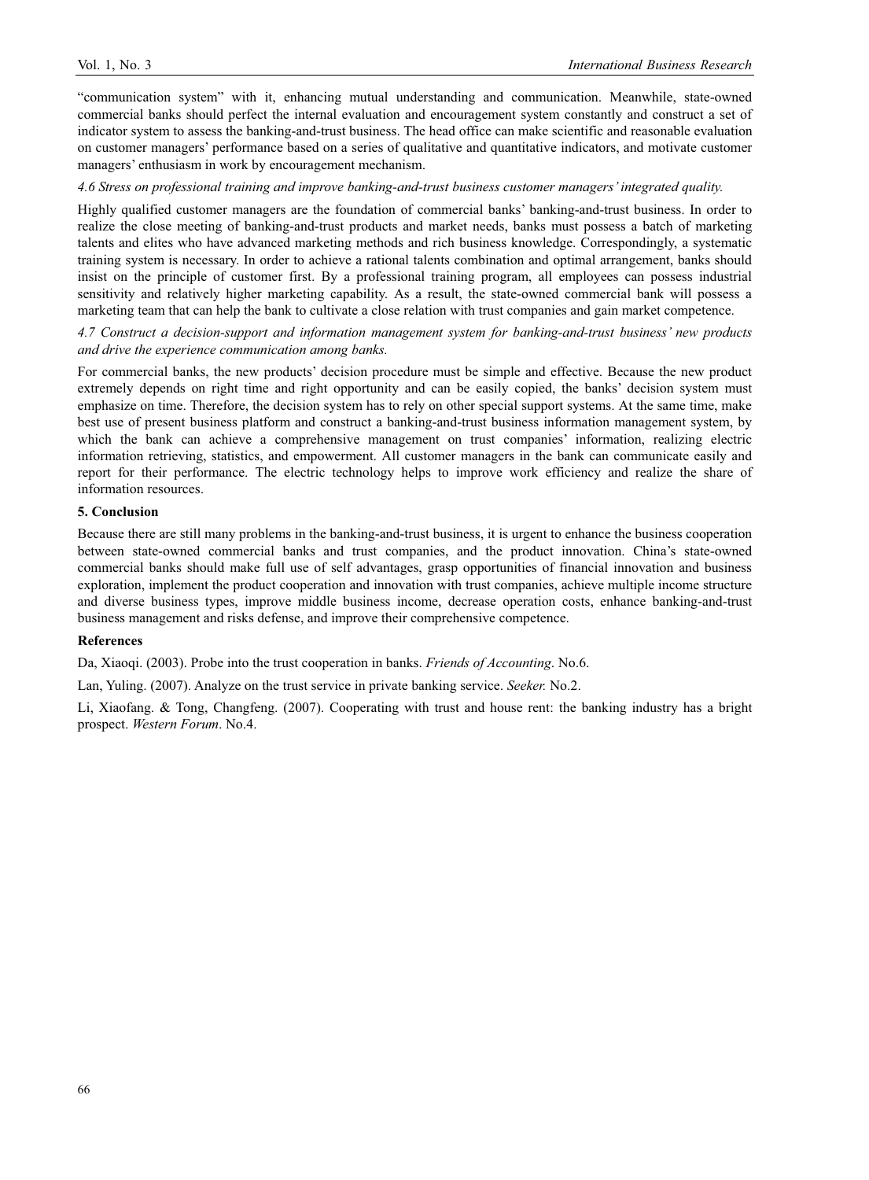"communication system" with it, enhancing mutual understanding and communication. Meanwhile, state-owned commercial banks should perfect the internal evaluation and encouragement system constantly and construct a set of indicator system to assess the banking-and-trust business. The head office can make scientific and reasonable evaluation on customer managers' performance based on a series of qualitative and quantitative indicators, and motivate customer managers' enthusiasm in work by encouragement mechanism.

### *4.6 Stress on professional training and improve banking-and-trust business customer managers' integrated quality.*

Highly qualified customer managers are the foundation of commercial banks' banking-and-trust business. In order to realize the close meeting of banking-and-trust products and market needs, banks must possess a batch of marketing talents and elites who have advanced marketing methods and rich business knowledge. Correspondingly, a systematic training system is necessary. In order to achieve a rational talents combination and optimal arrangement, banks should insist on the principle of customer first. By a professional training program, all employees can possess industrial sensitivity and relatively higher marketing capability. As a result, the state-owned commercial bank will possess a marketing team that can help the bank to cultivate a close relation with trust companies and gain market competence.

### *4.7 Construct a decision-support and information management system for banking-and-trust business' new products and drive the experience communication among banks.*

For commercial banks, the new products' decision procedure must be simple and effective. Because the new product extremely depends on right time and right opportunity and can be easily copied, the banks' decision system must emphasize on time. Therefore, the decision system has to rely on other special support systems. At the same time, make best use of present business platform and construct a banking-and-trust business information management system, by which the bank can achieve a comprehensive management on trust companies' information, realizing electric information retrieving, statistics, and empowerment. All customer managers in the bank can communicate easily and report for their performance. The electric technology helps to improve work efficiency and realize the share of information resources.

## 5. Conclusion

Because there are still many problems in the banking-and-trust business, it is urgent to enhance the business cooperation between state-owned commercial banks and trust companies, and the product innovation. China's state-owned commercial banks should make full use of self advantages, grasp opportunities of financial innovation and business exploration, implement the product cooperation and innovation with trust companies, achieve multiple income structure and diverse business types, improve middle business income, decrease operation costs, enhance banking-and-trust business management and risks defense, and improve their comprehensive competence.

## References

Da, Xiaoqi. (2003). Probe into the trust cooperation in banks. *Friends of Accounting*. No.6.

Lan, Yuling. (2007). Analyze on the trust service in private banking service. *Seeker.* No.2.

Li, Xiaofang. & Tong, Changfeng. (2007). Cooperating with trust and house rent: the banking industry has a bright prospect. *Western Forum*. No.4.